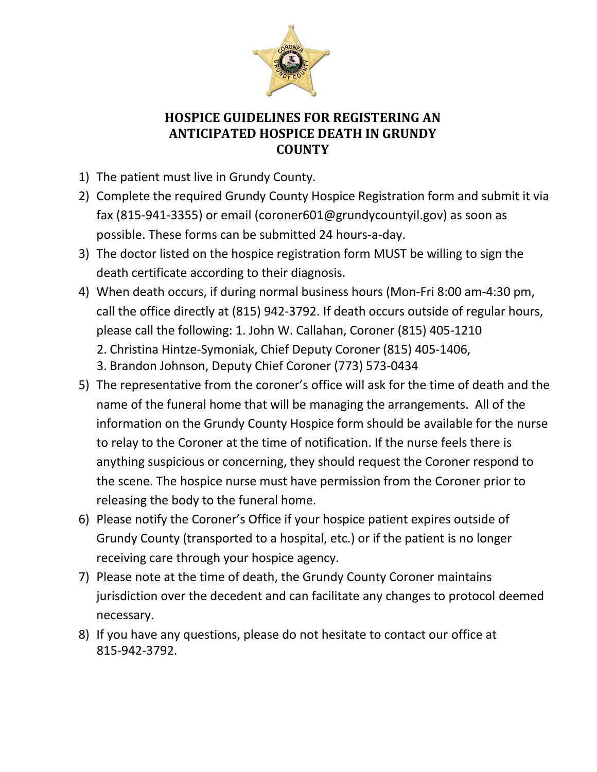# HOSPICE GUIDELINES FOR REGISTERING AN ANTICIPATED HOSPICE DEATH IN GRUNDY COUNTY

1) The patient must live in Grundy County.
2) Complete the required Grundy County Hospice Registration form and submit it via fax (815-941-3355) or email (coroner601@grundycountyil.gov) as soon as possible. These forms can be submitted 24 hours-a-day.
3) The doctor listed on the hospice registration form MUST be willing to sign the death certificate according to their diagnosis.
4) When death occurs, if during normal business hours (Mon-Fri 8:00 am-4:30 pm, call the office directly at (815) 942-3792. If death occurs outside of regular hours, please call the following: 1. John W. Callahan, Coroner (815) 405-1210
   2. Christina Hintze-Symoniak, Chief Deputy Coroner (815) 405-1406,
   3. Brandon Johnson, Deputy Chief Coroner (773) 573-0434
5) The representative from the coroner's office will ask for the time of death and the name of the funeral home that will be managing the arrangements. All of the information on the Grundy County Hospice form should be available for the nurse to relay to the Coroner at the time of notification. If the nurse feels there is anything suspicious or concerning, they should request the Coroner respond to the scene. The hospice nurse must have permission from the Coroner prior to releasing the body to the funeral home.
6) Please notify the Coroner's Office if your hospice patient expires outside of Grundy County (transported to a hospital, etc.) or if the patient is no longer receiving care through your hospice agency.
7) Please note at the time of death, the Grundy County Coroner maintains jurisdiction over the decedent and can facilitate any changes to protocol deemed necessary.
8) If you have any questions, please do not hesitate to contact our office at 815-942-3792.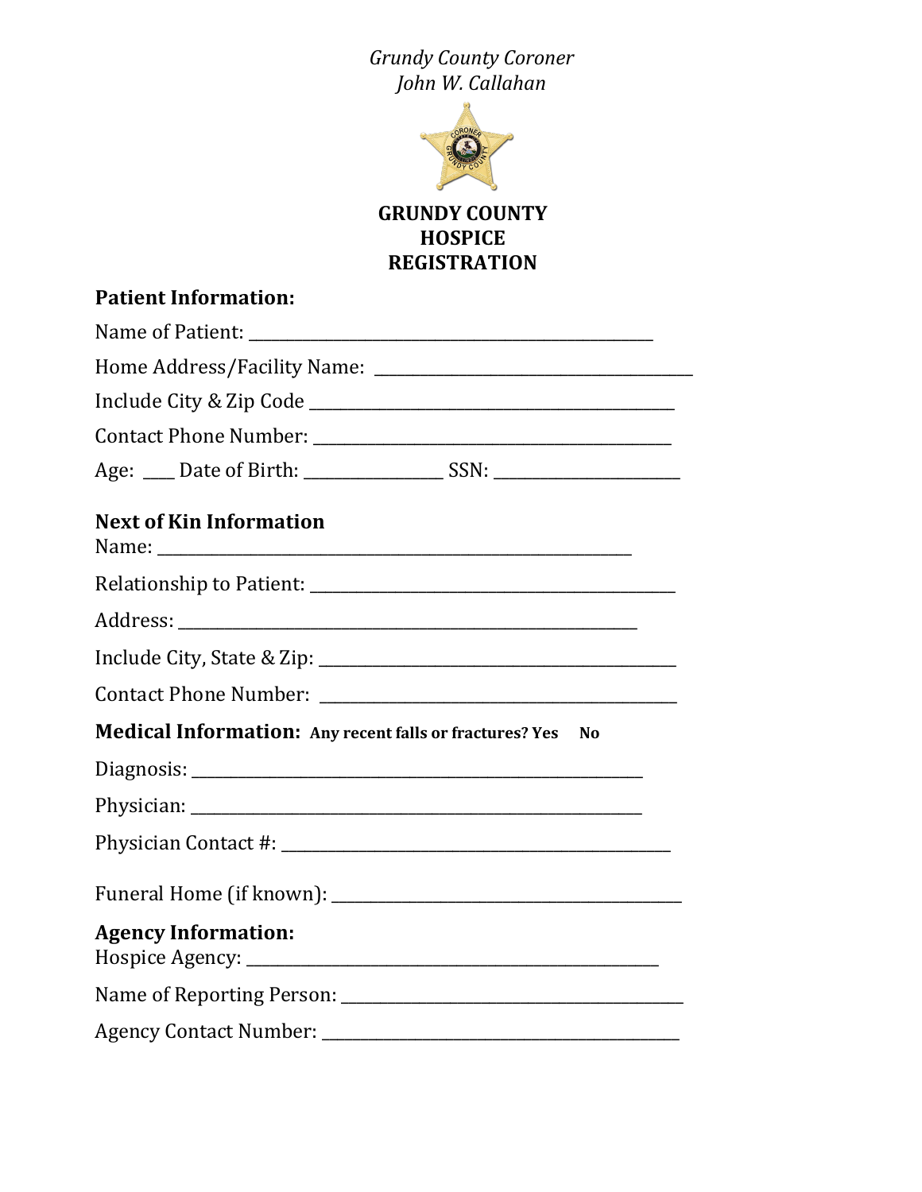*Grundy County Coroner*
*John W. Callahan*

# GRUNDY COUNTY HOSPICE REGISTRATION

**Patient Information:**

Name of Patient: ______________________________________________

Home Address/Facility Name: ____________________________________

Include City & Zip Code _________________________________________

Contact Phone Number: _________________________________________

Age: ____ Date of Birth: ________________ SSN: ______________________

**Next of Kin Information**

Name: _______________________________________________________

Relationship to Patient: __________________________________________

Address: _____________________________________________________

Include City, State & Zip: ________________________________________

Contact Phone Number: ________________________________________

**Medical Information:** **Any recent falls or fractures? Yes No**

Diagnosis: ____________________________________________________

Physician: ____________________________________________________

Physician Contact #: ____________________________________________

Funeral Home (if known): ________________________________________

**Agency Information:**

Hospice Agency: _______________________________________________

Name of Reporting Person: _______________________________________

Agency Contact Number: _________________________________________